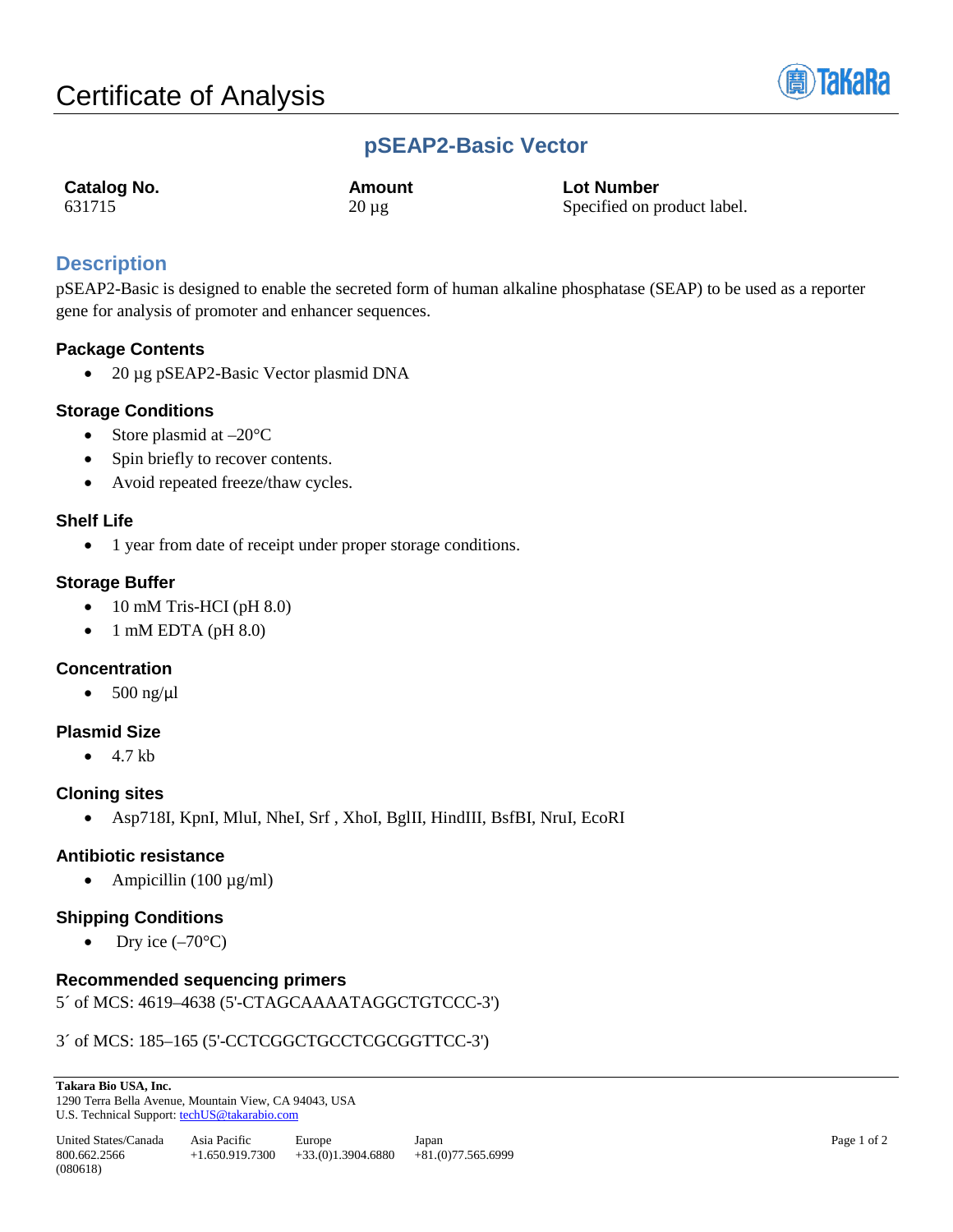# Certificate of Analysis

## pSEAP2-Basic Vector

| Catalog No. | Amount | Lot Number |
| --- | --- | --- |
| 631715 | 20 µg | Specified on product label. |

## Description

pSEAP2-Basic is designed to enable the secreted form of human alkaline phosphatase (SEAP) to be used as a reporter gene for analysis of promoter and enhancer sequences.

### Package Contents

- 20 µg pSEAP2-Basic Vector plasmid DNA

### Storage Conditions

- Store plasmid at –20°C
- Spin briefly to recover contents.
- Avoid repeated freeze/thaw cycles.

### Shelf Life

- 1 year from date of receipt under proper storage conditions.

### Storage Buffer

- 10 mM Tris-HCI (pH 8.0)
- 1 mM EDTA (pH 8.0)

### Concentration

- 500 ng/µl

### Plasmid Size

- 4.7 kb

### Cloning sites

- Asp718I, KpnI, MluI, NheI, Srf , XhoI, BglII, HindIII, BsfBI, NruI, EcoRI

### Antibiotic resistance

- Ampicillin (100 µg/ml)

### Shipping Conditions

- Dry ice (–70°C)

### Recommended sequencing primers

5´ of MCS: 4619–4638 (5'-CTAGCAAAATAGGCTGTCCC-3')

3´ of MCS: 185–165 (5'-CCTCGGCTGCCTCGCGGTTCC-3')

**Takara Bio USA, Inc.**
1290 Terra Bella Avenue, Mountain View, CA 94043, USA
U.S. Technical Support: techUS@takarabio.com

| United States/Canada | Asia Pacific | Europe | Japan |
| --- | --- | --- | --- |
| 800.662.2566 | +1.650.919.7300 | +33.(0)1.3904.6880 | +81.(0)77.565.6999 |

(080618)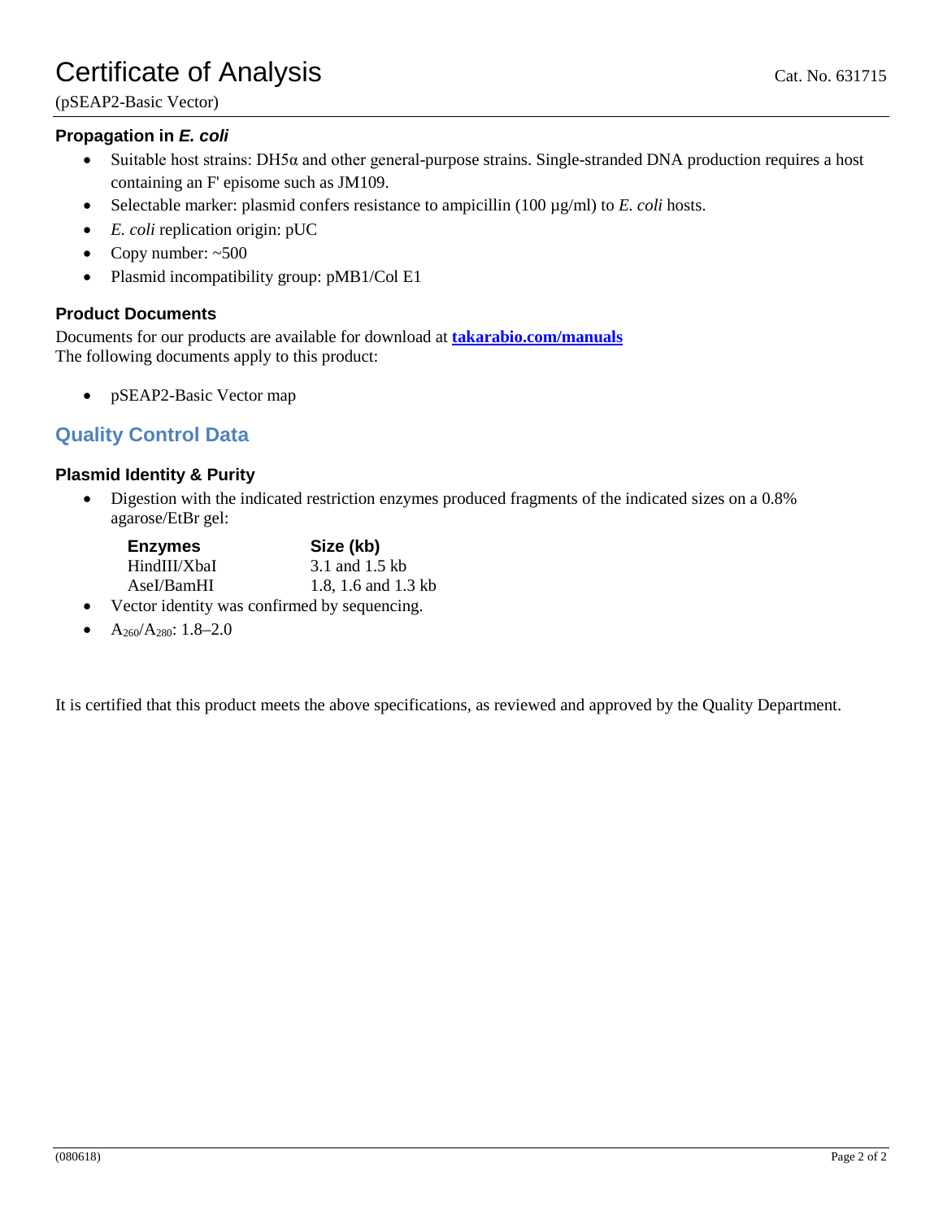# Certificate of Analysis

Cat. No. 631715

(pSEAP2-Basic Vector)

### Propagation in *E. coli*

- Suitable host strains: DH5α and other general-purpose strains. Single-stranded DNA production requires a host containing an F' episome such as JM109.
- Selectable marker: plasmid confers resistance to ampicillin (100 µg/ml) to *E. coli* hosts.
- *E. coli* replication origin: pUC
- Copy number: ~500
- Plasmid incompatibility group: pMB1/Col E1

### Product Documents

Documents for our products are available for download at **takarabio.com/manuals**
The following documents apply to this product:

- pSEAP2-Basic Vector map

## Quality Control Data

### Plasmid Identity & Purity

- Digestion with the indicated restriction enzymes produced fragments of the indicated sizes on a 0.8% agarose/EtBr gel:

| Enzymes | Size (kb) |
|---|---|
| HindIII/XbaI | 3.1 and 1.5 kb |
| AseI/BamHI | 1.8, 1.6 and 1.3 kb |

- Vector identity was confirmed by sequencing.
- $A_{260}/A_{280}$: 1.8–2.0

It is certified that this product meets the above specifications, as reviewed and approved by the Quality Department.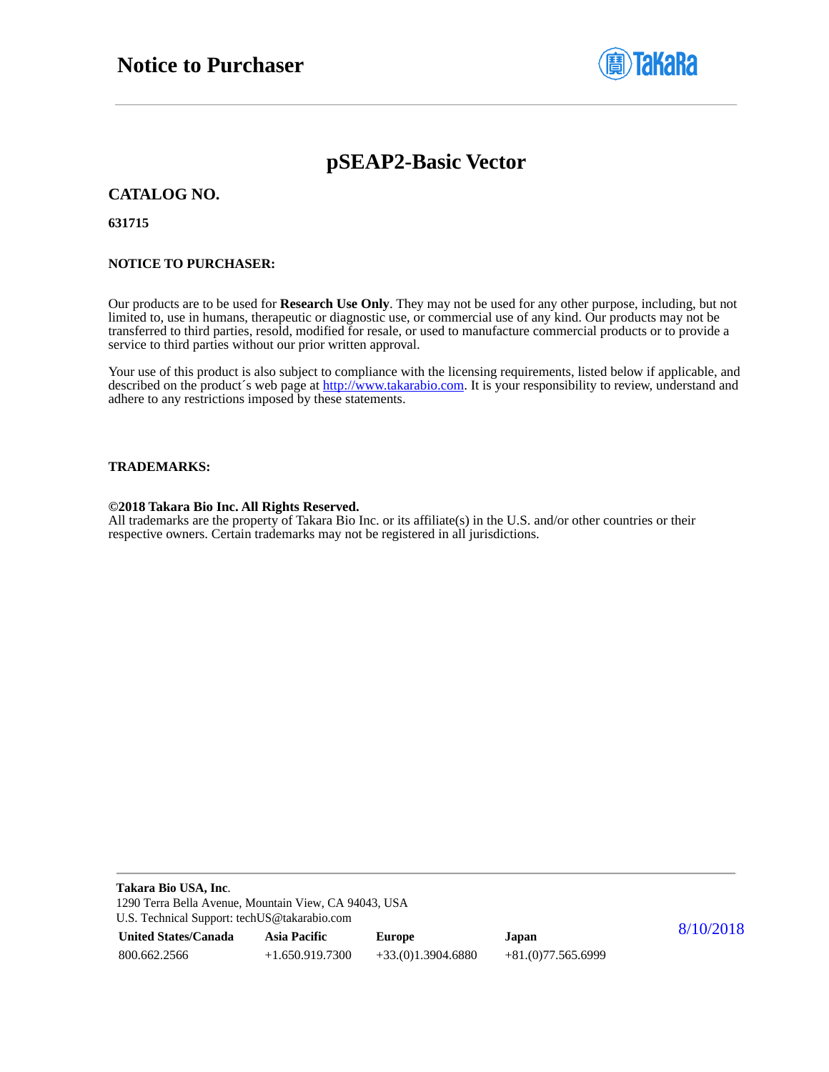# Notice to Purchaser

## pSEAP2-Basic Vector

### CATALOG NO.

**631715**

**NOTICE TO PURCHASER:**

Our products are to be used for **Research Use Only**. They may not be used for any other purpose, including, but not limited to, use in humans, therapeutic or diagnostic use, or commercial use of any kind. Our products may not be transferred to third parties, resold, modified for resale, or used to manufacture commercial products or to provide a service to third parties without our prior written approval.

Your use of this product is also subject to compliance with the licensing requirements, listed below if applicable, and described on the product´s web page at http://www.takarabio.com. It is your responsibility to review, understand and adhere to any restrictions imposed by these statements.

**TRADEMARKS:**

**©2018 Takara Bio Inc. All Rights Reserved.**
All trademarks are the property of Takara Bio Inc. or its affiliate(s) in the U.S. and/or other countries or their respective owners. Certain trademarks may not be registered in all jurisdictions.

**Takara Bio USA, Inc**.
1290 Terra Bella Avenue, Mountain View, CA 94043, USA
U.S. Technical Support: techUS@takarabio.com

| United States/Canada | Asia Pacific | Europe | Japan |
|---|---|---|---|
| 800.662.2566 | +1.650.919.7300 | +33.(0)1.3904.6880 | +81.(0)77.565.6999 |

8/10/2018